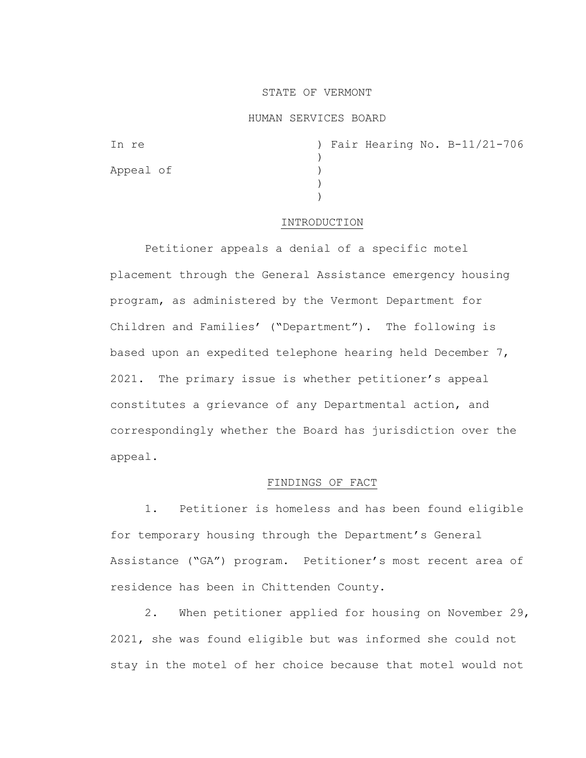STATE OF VERMONT

HUMAN SERVICES BOARD

In re ) Fair Hearing No. B-11/21-706
)
Appeal of )
)
)

## INTRODUCTION

Petitioner appeals a denial of a specific motel placement through the General Assistance emergency housing program, as administered by the Vermont Department for Children and Families' ("Department"). The following is based upon an expedited telephone hearing held December 7, 2021. The primary issue is whether petitioner's appeal constitutes a grievance of any Departmental action, and correspondingly whether the Board has jurisdiction over the appeal.

## FINDINGS OF FACT

1. Petitioner is homeless and has been found eligible for temporary housing through the Department's General Assistance ("GA") program. Petitioner's most recent area of residence has been in Chittenden County.

2. When petitioner applied for housing on November 29, 2021, she was found eligible but was informed she could not stay in the motel of her choice because that motel would not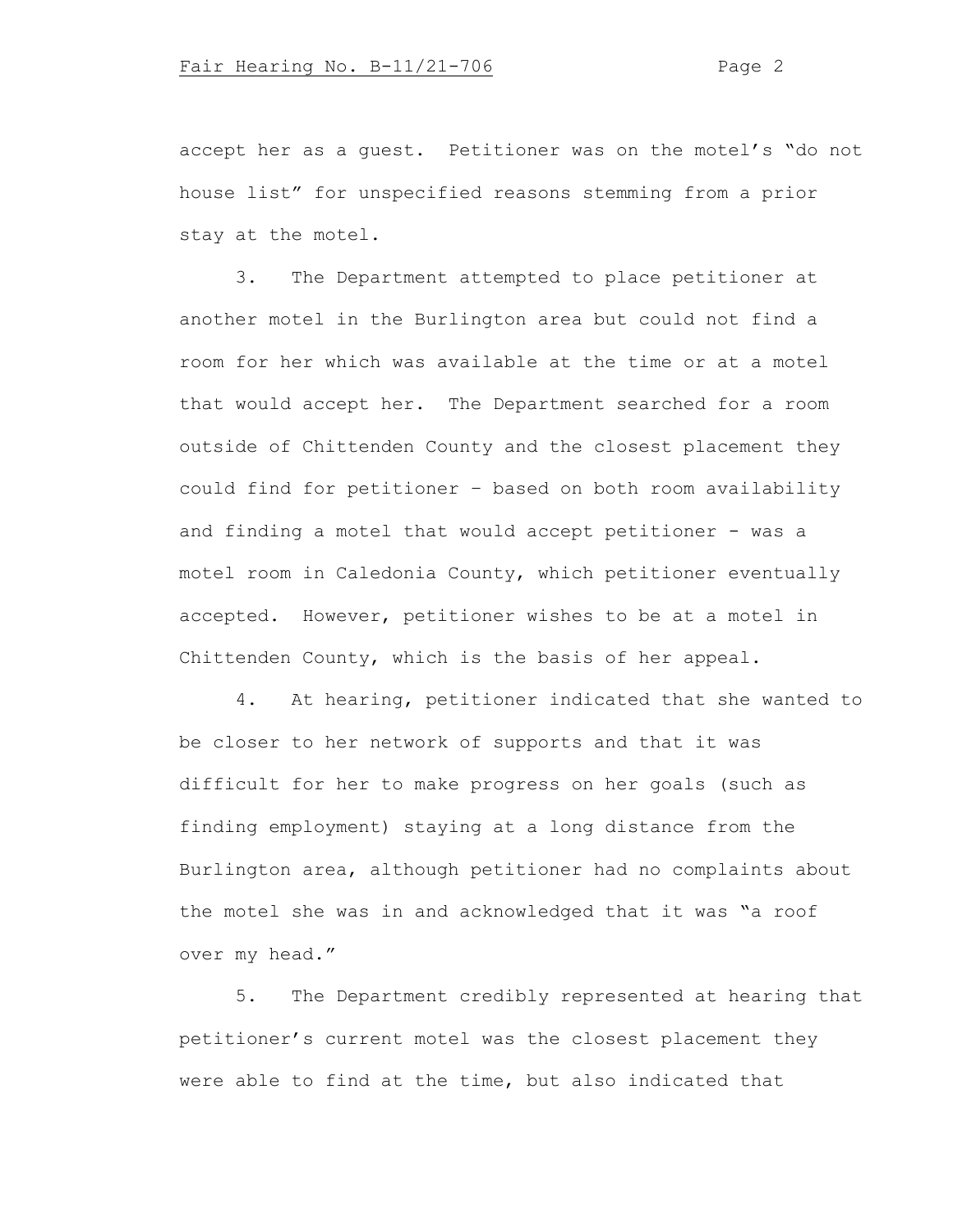accept her as a guest. Petitioner was on the motel's "do not house list" for unspecified reasons stemming from a prior stay at the motel.

3. The Department attempted to place petitioner at another motel in the Burlington area but could not find a room for her which was available at the time or at a motel that would accept her. The Department searched for a room outside of Chittenden County and the closest placement they could find for petitioner – based on both room availability and finding a motel that would accept petitioner - was a motel room in Caledonia County, which petitioner eventually accepted. However, petitioner wishes to be at a motel in Chittenden County, which is the basis of her appeal.

4. At hearing, petitioner indicated that she wanted to be closer to her network of supports and that it was difficult for her to make progress on her goals (such as finding employment) staying at a long distance from the Burlington area, although petitioner had no complaints about the motel she was in and acknowledged that it was "a roof over my head."

5. The Department credibly represented at hearing that petitioner's current motel was the closest placement they were able to find at the time, but also indicated that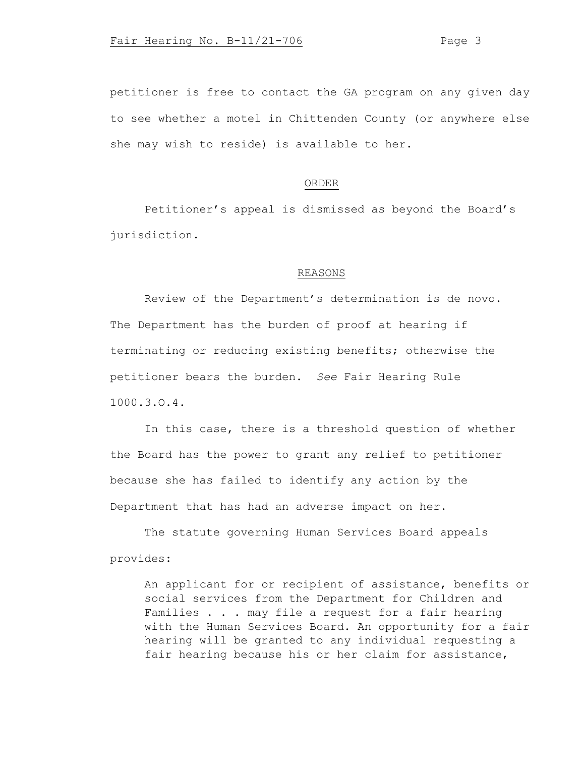petitioner is free to contact the GA program on any given day to see whether a motel in Chittenden County (or anywhere else she may wish to reside) is available to her.

## ORDER

Petitioner's appeal is dismissed as beyond the Board's jurisdiction.

## REASONS

Review of the Department's determination is de novo. The Department has the burden of proof at hearing if terminating or reducing existing benefits; otherwise the petitioner bears the burden. *See* Fair Hearing Rule 1000.3.O.4.

In this case, there is a threshold question of whether the Board has the power to grant any relief to petitioner because she has failed to identify any action by the Department that has had an adverse impact on her.

The statute governing Human Services Board appeals provides:

> An applicant for or recipient of assistance, benefits or social services from the Department for Children and Families . . . may file a request for a fair hearing with the Human Services Board. An opportunity for a fair hearing will be granted to any individual requesting a fair hearing because his or her claim for assistance,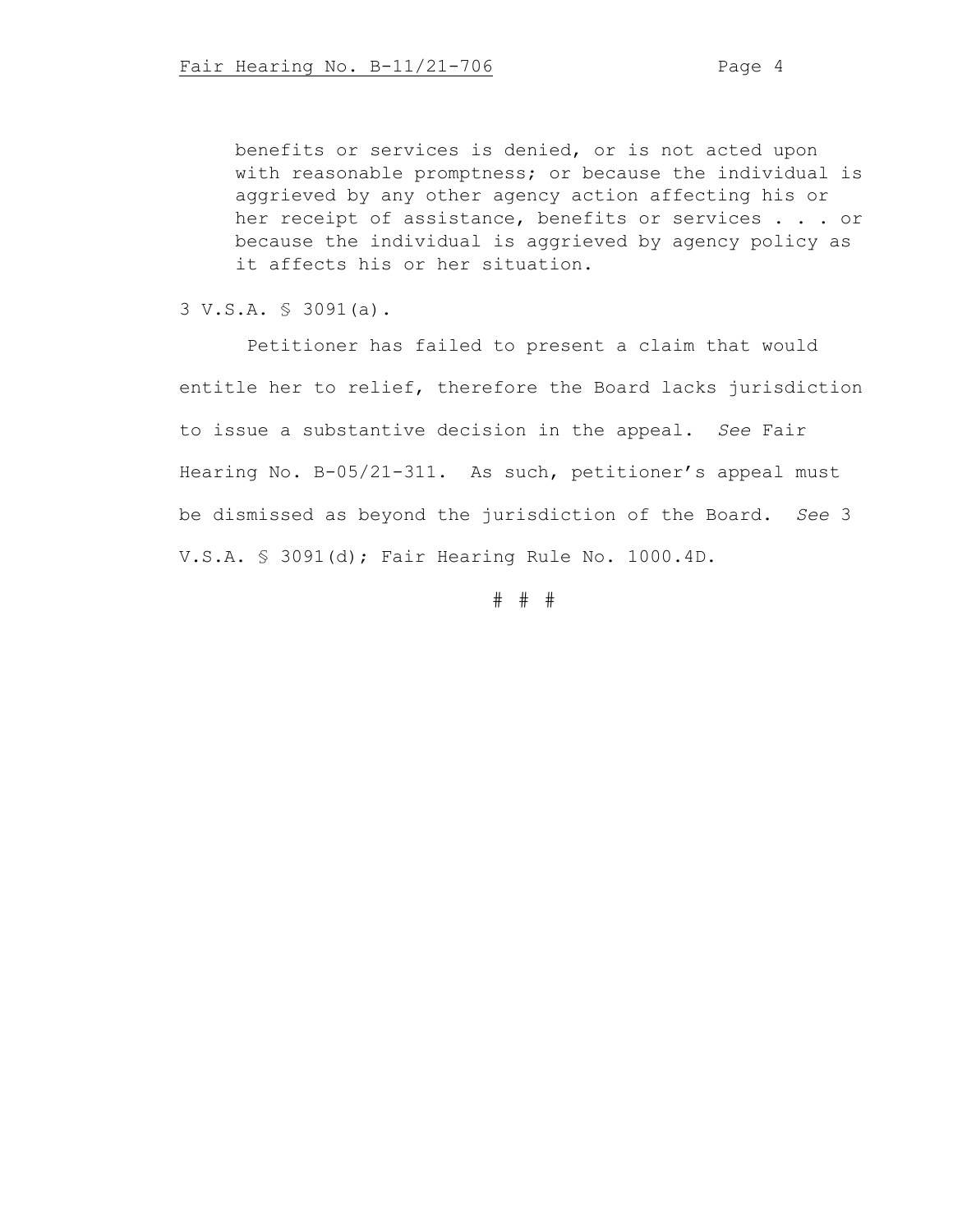> benefits or services is denied, or is not acted upon with reasonable promptness; or because the individual is aggrieved by any other agency action affecting his or her receipt of assistance, benefits or services . . . or because the individual is aggrieved by agency policy as it affects his or her situation.

3 V.S.A. § 3091(a).

Petitioner has failed to present a claim that would entitle her to relief, therefore the Board lacks jurisdiction to issue a substantive decision in the appeal. *See* Fair Hearing No. B-05/21-311. As such, petitioner's appeal must be dismissed as beyond the jurisdiction of the Board. *See* 3 V.S.A. § 3091(d); Fair Hearing Rule No. 1000.4D.

# # #